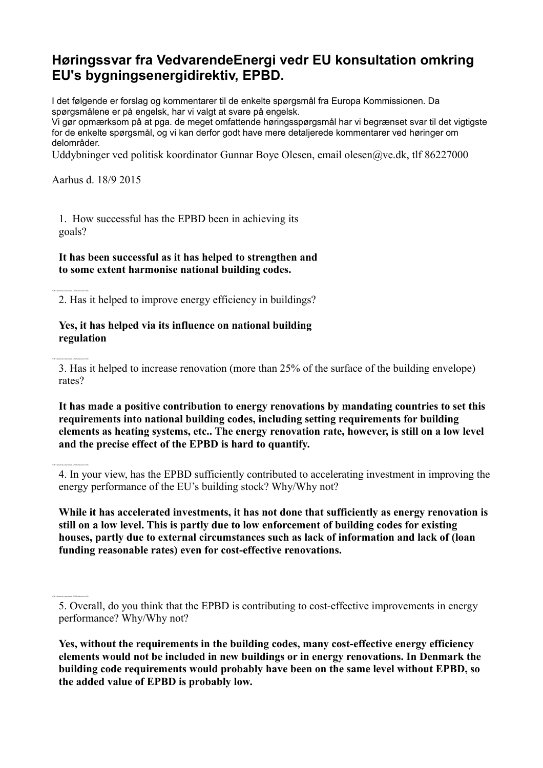# Høringssvar fra VedvarendeEnergi vedr EU konsultation omkring EU's bygningsenergidirektiv, EPBD.

I det følgende er forslag og kommentarer til de enkelte spørgsmål fra Europa Kommissionen. Da spørgsmålene er på engelsk, har vi valgt at svare på engelsk.
Vi gør opmærksom på at pga. de meget omfattende høringsspørgsmål har vi begrænset svar til det vigtigste for de enkelte spørgsmål, og vi kan derfor godt have mere detaljerede kommentarer ved høringer om delområder.
Uddybninger ved politisk koordinator Gunnar Boye Olesen, email olesen@ve.dk, tlf 86227000

Aarhus d. 18/9 2015

1. How successful has the EPBD been in achieving its goals?

**It has been successful as it has helped to strengthen and to some extent harmonise national building codes.**

2. Has it helped to improve energy efficiency in buildings?

**Yes, it has helped via its influence on national building regulation**

3. Has it helped to increase renovation (more than 25% of the surface of the building envelope) rates?

**It has made a positive contribution to energy renovations by mandating countries to set this requirements into national building codes, including setting requirements for building elements as heating systems, etc.. The energy renovation rate, however, is still on a low level and the precise effect of the EPBD is hard to quantify.**

4. In your view, has the EPBD sufficiently contributed to accelerating investment in improving the energy performance of the EU's building stock? Why/Why not?

**While it has accelerated investments, it has not done that sufficiently as energy renovation is still on a low level. This is partly due to low enforcement of building codes for existing houses, partly due to external circumstances such as lack of information and lack of (loan funding reasonable rates) even for cost-effective renovations.**

5. Overall, do you think that the EPBD is contributing to cost-effective improvements in energy performance? Why/Why not?

**Yes, without the requirements in the building codes, many cost-effective energy efficiency elements would not be included in new buildings or in energy renovations. In Denmark the building code requirements would probably have been on the same level without EPBD, so the added value of EPBD is probably low.**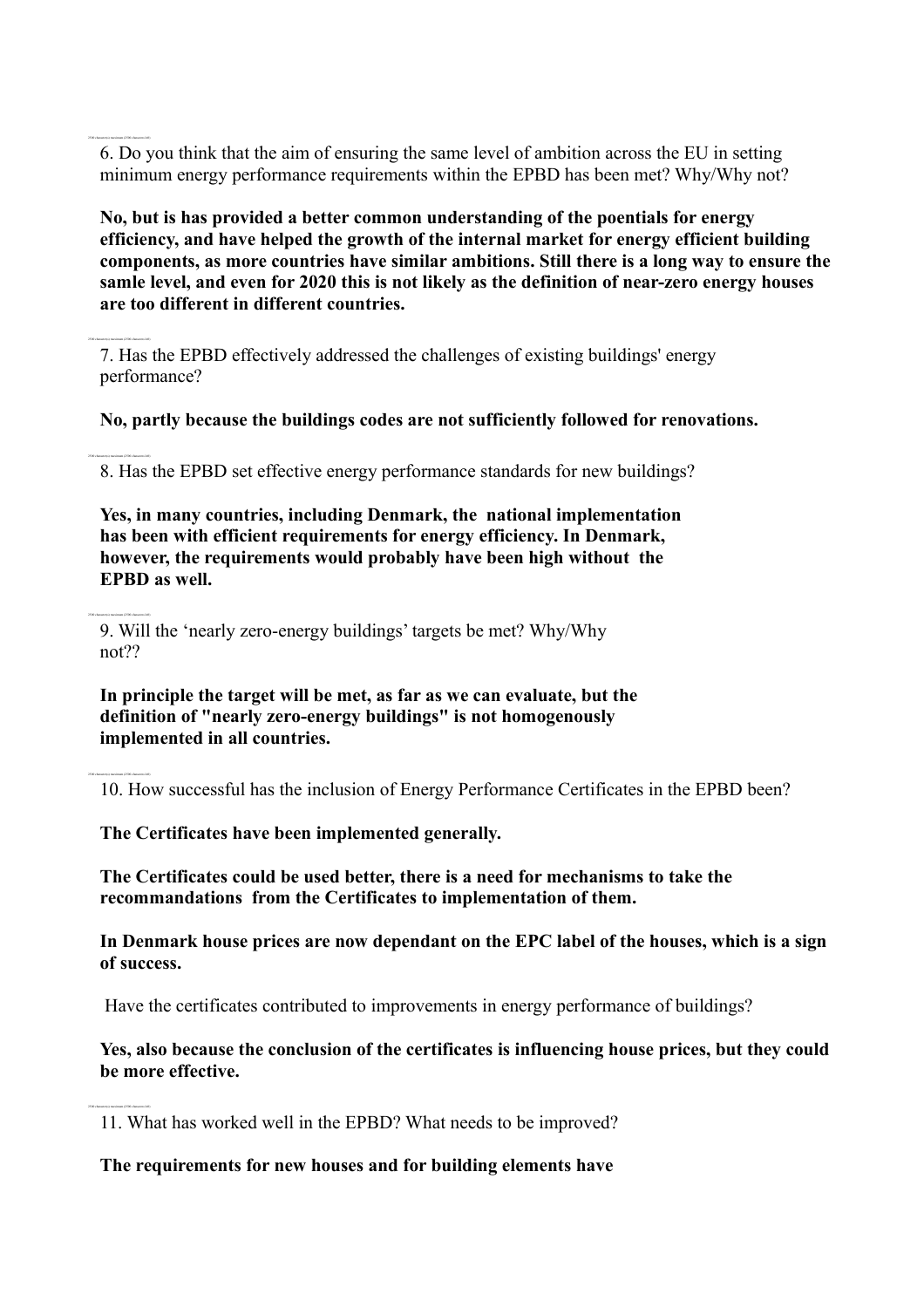6. Do you think that the aim of ensuring the same level of ambition across the EU in setting minimum energy performance requirements within the EPBD has been met? Why/Why not?

**No, but is has provided a better common understanding of the poentials for energy efficiency, and have helped the growth of the internal market for energy efficient building components, as more countries have similar ambitions. Still there is a long way to ensure the samle level, and even for 2020 this is not likely as the definition of near-zero energy houses are too different in different countries.**

7. Has the EPBD effectively addressed the challenges of existing buildings' energy performance?

**No, partly because the buildings codes are not sufficiently followed for renovations.**

8. Has the EPBD set effective energy performance standards for new buildings?

**Yes, in many countries, including Denmark, the national implementation has been with efficient requirements for energy efficiency. In Denmark, however, the requirements would probably have been high without the EPBD as well.**

9. Will the 'nearly zero-energy buildings' targets be met? Why/Why not??

**In principle the target will be met, as far as we can evaluate, but the definition of "nearly zero-energy buildings" is not homogenously implemented in all countries.**

10. How successful has the inclusion of Energy Performance Certificates in the EPBD been?

**The Certificates have been implemented generally.**

**The Certificates could be used better, there is a need for mechanisms to take the recommandations from the Certificates to implementation of them.**

**In Denmark house prices are now dependant on the EPC label of the houses, which is a sign of success.**

Have the certificates contributed to improvements in energy performance of buildings?

**Yes, also because the conclusion of the certificates is influencing house prices, but they could be more effective.**

11. What has worked well in the EPBD? What needs to be improved?

**The requirements for new houses and for building elements have**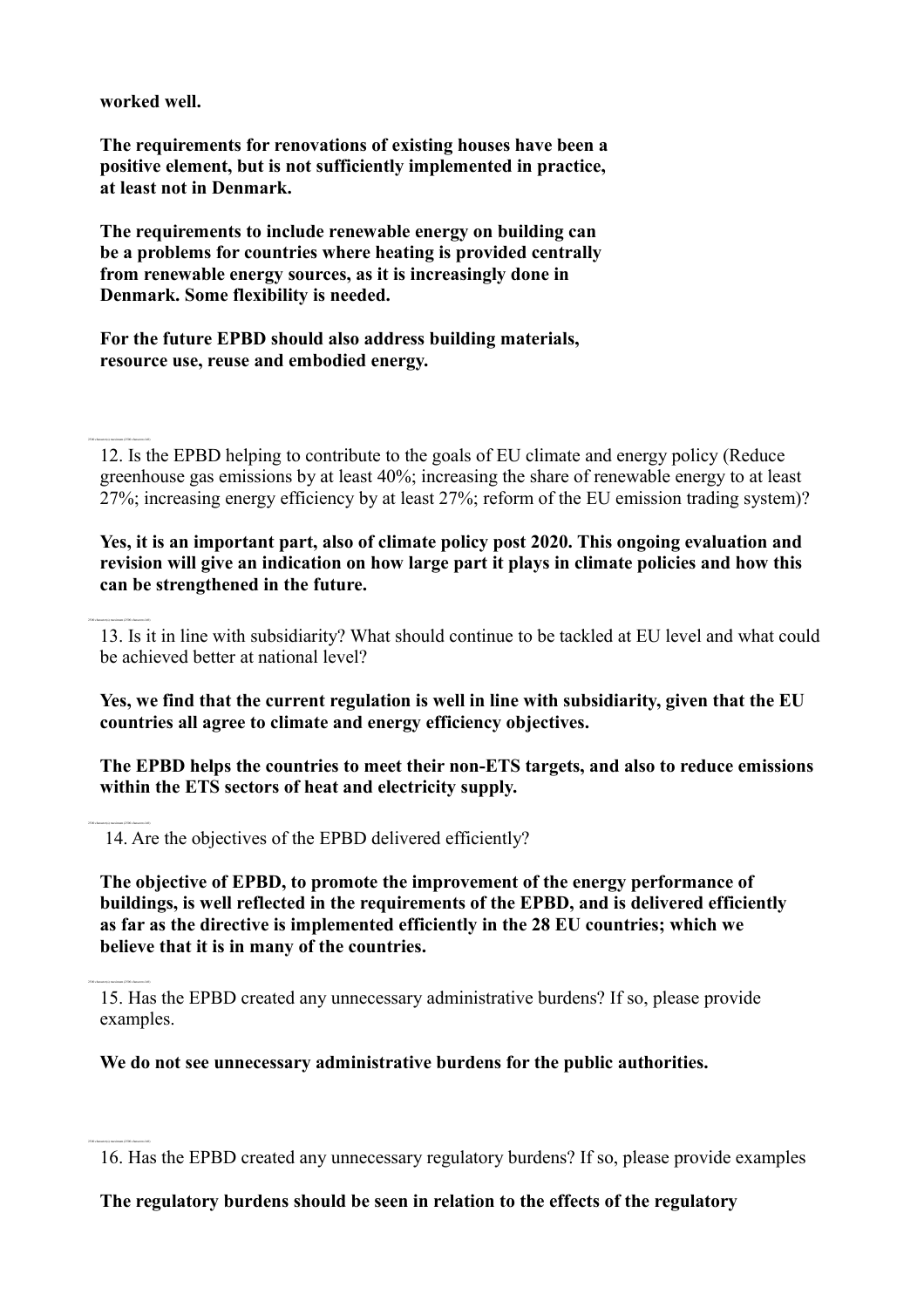**worked well.**

**The requirements for renovations of existing houses have been a positive element, but is not sufficiently implemented in practice, at least not in Denmark.**

**The requirements to include renewable energy on building can be a problems for countries where heating is provided centrally from renewable energy sources, as it is increasingly done in Denmark. Some flexibility is needed.**

**For the future EPBD should also address building materials, resource use, reuse and embodied energy.**

12. Is the EPBD helping to contribute to the goals of EU climate and energy policy (Reduce greenhouse gas emissions by at least 40%; increasing the share of renewable energy to at least 27%; increasing energy efficiency by at least 27%; reform of the EU emission trading system)?

**Yes, it is an important part, also of climate policy post 2020. This ongoing evaluation and revision will give an indication on how large part it plays in climate policies and how this can be strengthened in the future.**

13. Is it in line with subsidiarity? What should continue to be tackled at EU level and what could be achieved better at national level?

**Yes, we find that the current regulation is well in line with subsidiarity, given that the EU countries all agree to climate and energy efficiency objectives.**

**The EPBD helps the countries to meet their non-ETS targets, and also to reduce emissions within the ETS sectors of heat and electricity supply.**

14. Are the objectives of the EPBD delivered efficiently?

**The objective of EPBD, to promote the improvement of the energy performance of buildings, is well reflected in the requirements of the EPBD, and is delivered efficiently as far as the directive is implemented efficiently in the 28 EU countries; which we believe that it is in many of the countries.**

15. Has the EPBD created any unnecessary administrative burdens? If so, please provide examples.

**We do not see unnecessary administrative burdens for the public authorities.**

16. Has the EPBD created any unnecessary regulatory burdens? If so, please provide examples

**The regulatory burdens should be seen in relation to the effects of the regulatory**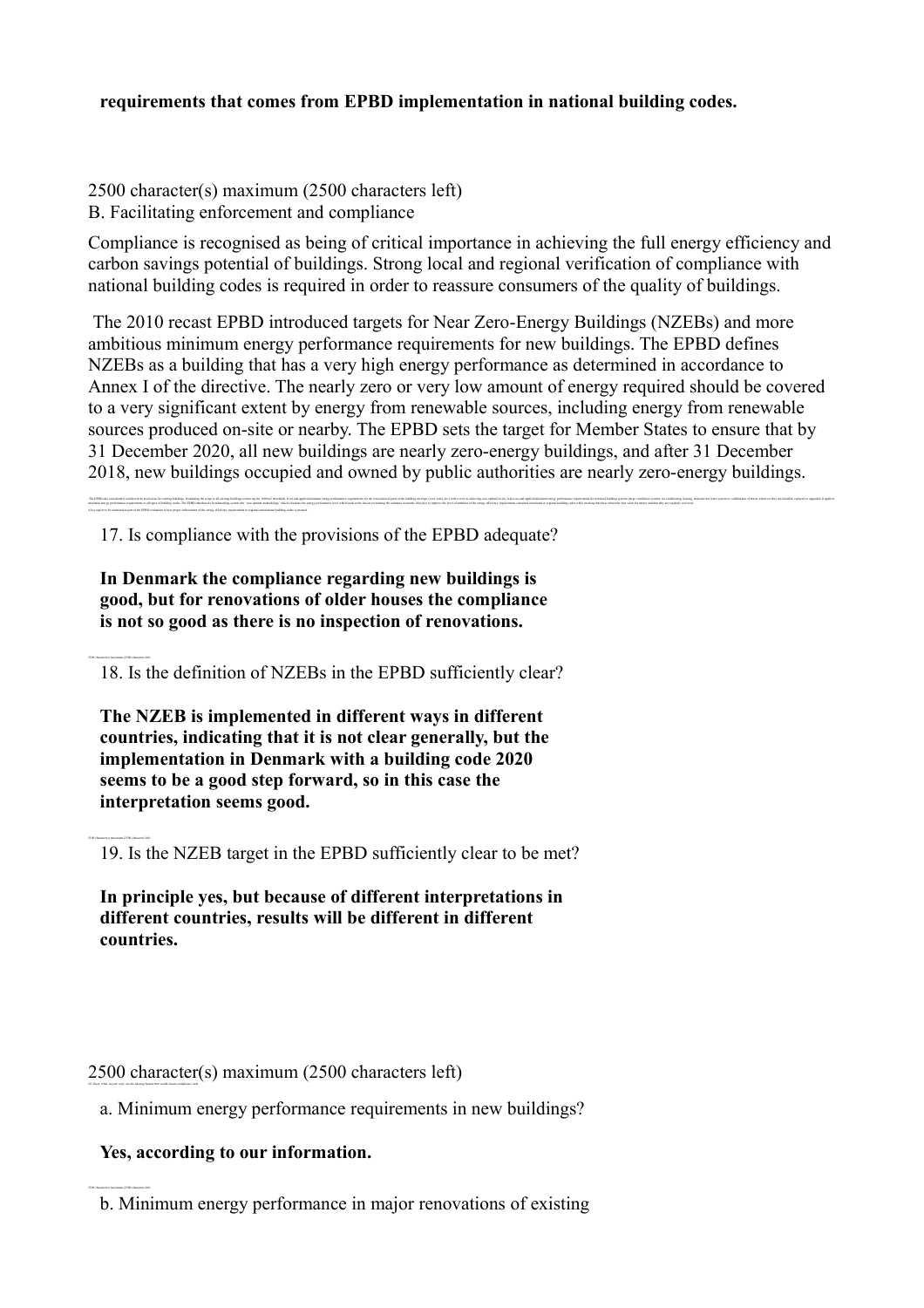**requirements that comes from EPBD implementation in national building codes.**

2500 character(s) maximum (2500 characters left)

B. Facilitating enforcement and compliance

Compliance is recognised as being of critical importance in achieving the full energy efficiency and carbon savings potential of buildings. Strong local and regional verification of compliance with national building codes is required in order to reassure consumers of the quality of buildings.

The 2010 recast EPBD introduced targets for Near Zero-Energy Buildings (NZEBs) and more ambitious minimum energy performance requirements for new buildings. The EPBD defines NZEBs as a building that has a very high energy performance as determined in accordance to Annex I of the directive. The nearly zero or very low amount of energy required should be covered to a very significant extent by energy from renewable sources, including energy from renewable sources produced on-site or nearby. The EPBD sets the target for Member States to ensure that by 31 December 2020, all new buildings are nearly zero-energy buildings, and after 31 December 2018, new buildings occupied and owned by public authorities are nearly zero-energy buildings.

17. Is compliance with the provisions of the EPBD adequate?

**In Denmark the compliance regarding new buildings is good, but for renovations of older houses the compliance is not so good as there is no inspection of renovations.**

18. Is the definition of NZEBs in the EPBD sufficiently clear?

**The NZEB is implemented in different ways in different countries, indicating that it is not clear generally, but the implementation in Denmark with a building code 2020 seems to be a good step forward, so in this case the interpretation seems good.**

19. Is the NZEB target in the EPBD sufficiently clear to be met?

**In principle yes, but because of different interpretations in different countries, results will be different in different countries.**

2500 character(s) maximum (2500 characters left)

a. Minimum energy performance requirements in new buildings?

**Yes, according to our information.**

b. Minimum energy performance in major renovations of existing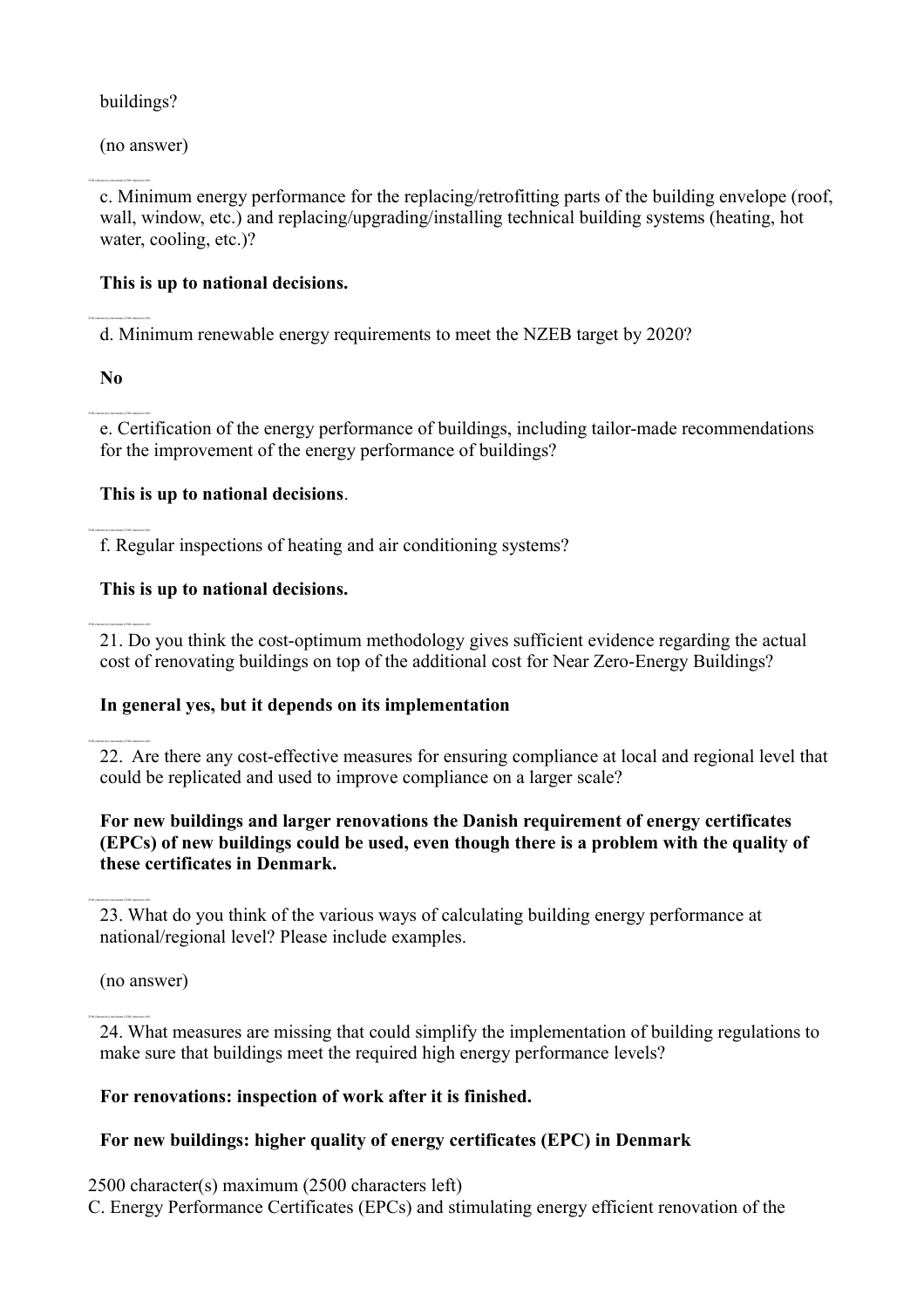buildings?

(no answer)

c. Minimum energy performance for the replacing/retrofitting parts of the building envelope (roof, wall, window, etc.) and replacing/upgrading/installing technical building systems (heating, hot water, cooling, etc.)?

**This is up to national decisions.**

d. Minimum renewable energy requirements to meet the NZEB target by 2020?

**No**

e. Certification of the energy performance of buildings, including tailor-made recommendations for the improvement of the energy performance of buildings?

**This is up to national decisions**.

f. Regular inspections of heating and air conditioning systems?

**This is up to national decisions.**

21. Do you think the cost-optimum methodology gives sufficient evidence regarding the actual cost of renovating buildings on top of the additional cost for Near Zero-Energy Buildings?

**In general yes, but it depends on its implementation**

22. Are there any cost-effective measures for ensuring compliance at local and regional level that could be replicated and used to improve compliance on a larger scale?

**For new buildings and larger renovations the Danish requirement of energy certificates (EPCs) of new buildings could be used, even though there is a problem with the quality of these certificates in Denmark.**

23. What do you think of the various ways of calculating building energy performance at national/regional level? Please include examples.

(no answer)

24. What measures are missing that could simplify the implementation of building regulations to make sure that buildings meet the required high energy performance levels?

**For renovations: inspection of work after it is finished.**

**For new buildings: higher quality of energy certificates (EPC) in Denmark**

2500 character(s) maximum (2500 characters left)

C. Energy Performance Certificates (EPCs) and stimulating energy efficient renovation of the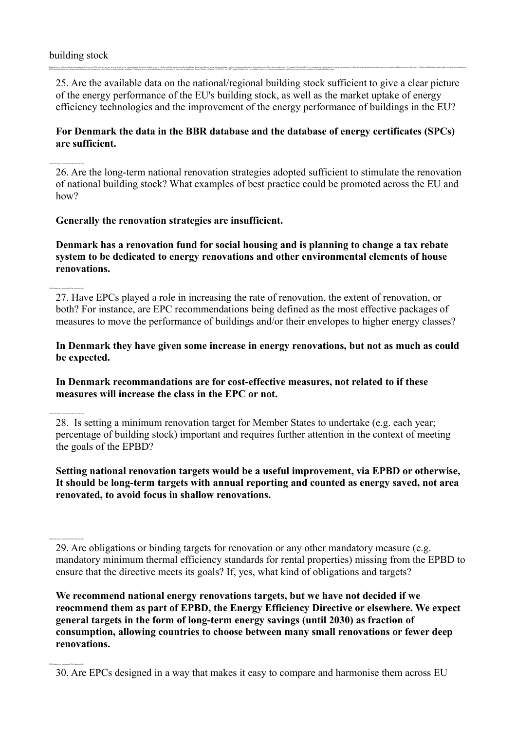building stock

25. Are the available data on the national/regional building stock sufficient to give a clear picture of the energy performance of the EU's building stock, as well as the market uptake of energy efficiency technologies and the improvement of the energy performance of buildings in the EU?

**For Denmark the data in the BBR database and the database of energy certificates (SPCs) are sufficient.**

26. Are the long-term national renovation strategies adopted sufficient to stimulate the renovation of national building stock? What examples of best practice could be promoted across the EU and how?

**Generally the renovation strategies are insufficient.**

**Denmark has a renovation fund for social housing and is planning to change a tax rebate system to be dedicated to energy renovations and other environmental elements of house renovations.**

27. Have EPCs played a role in increasing the rate of renovation, the extent of renovation, or both? For instance, are EPC recommendations being defined as the most effective packages of measures to move the performance of buildings and/or their envelopes to higher energy classes?

**In Denmark they have given some increase in energy renovations, but not as much as could be expected.**

**In Denmark recommandations are for cost-effective measures, not related to if these measures will increase the class in the EPC or not.**

28. Is setting a minimum renovation target for Member States to undertake (e.g. each year; percentage of building stock) important and requires further attention in the context of meeting the goals of the EPBD?

**Setting national renovation targets would be a useful improvement, via EPBD or otherwise, It should be long-term targets with annual reporting and counted as energy saved, not area renovated, to avoid focus in shallow renovations.**

29. Are obligations or binding targets for renovation or any other mandatory measure (e.g. mandatory minimum thermal efficiency standards for rental properties) missing from the EPBD to ensure that the directive meets its goals? If, yes, what kind of obligations and targets?

**We recommend national energy renovations targets, but we have not decided if we reocmmend them as part of EPBD, the Energy Efficiency Directive or elsewhere. We expect general targets in the form of long-term energy savings (until 2030) as fraction of consumption, allowing countries to choose between many small renovations or fewer deep renovations.**

30. Are EPCs designed in a way that makes it easy to compare and harmonise them across EU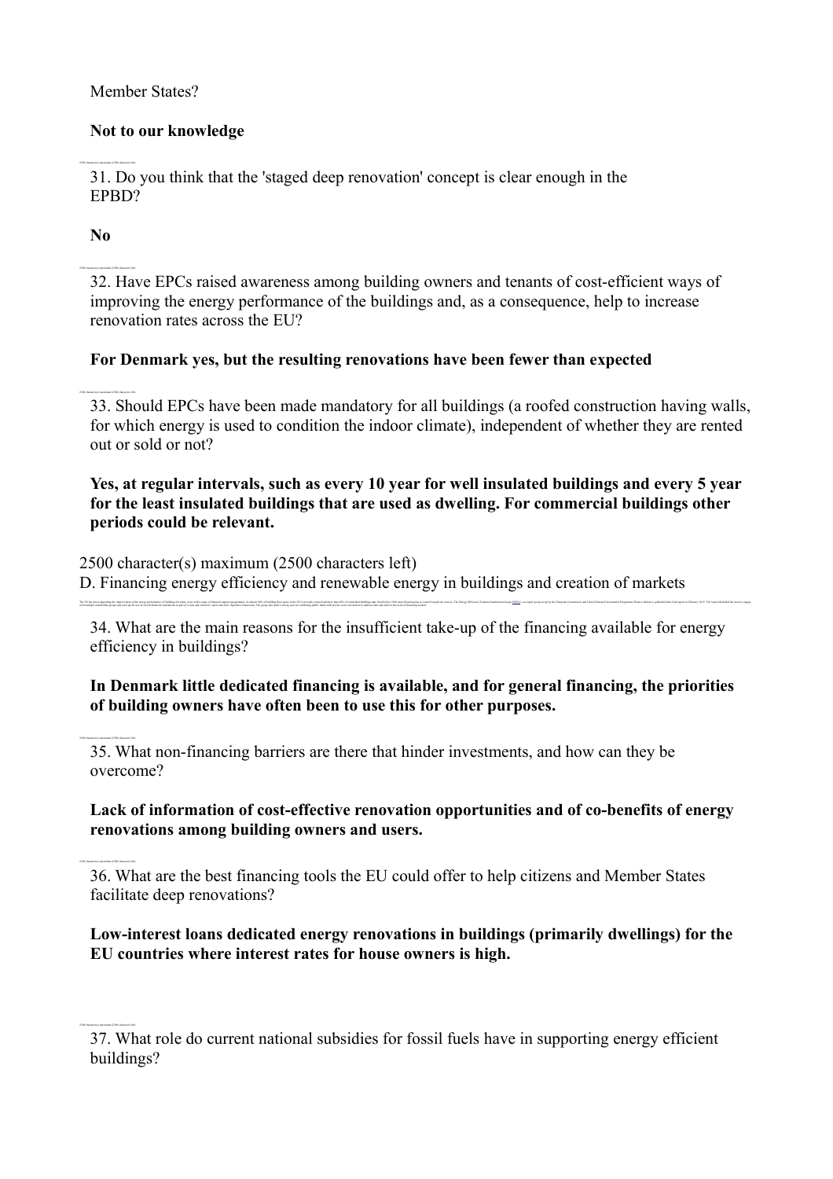Member States?

**Not to our knowledge**

2500 character(s) maximum (2500 characters left)

31. Do you think that the 'staged deep renovation' concept is clear enough in the EPBD?

**No**

2500 character(s) maximum (2500 characters left)

32. Have EPCs raised awareness among building owners and tenants of cost-efficient ways of improving the energy performance of the buildings and, as a consequence, help to increase renovation rates across the EU?

**For Denmark yes, but the resulting renovations have been fewer than expected**

2500 character(s) maximum (2500 characters left)

33. Should EPCs have been made mandatory for all buildings (a roofed construction having walls, for which energy is used to condition the indoor climate), independent of whether they are rented out or sold or not?

**Yes, at regular intervals, such as every 10 year for well insulated buildings and every 5 year for the least insulated buildings that are used as dwelling. For commercial buildings other periods could be relevant.**

2500 character(s) maximum (2500 characters left)

D. Financing energy efficiency and renewable energy in buildings and creation of markets

34. What are the main reasons for the insufficient take-up of the financing available for energy efficiency in buildings?

**In Denmark little dedicated financing is available, and for general financing, the priorities of building owners have often been to use this for other purposes.**

2500 character(s) maximum (2500 characters left)

35. What non-financing barriers are there that hinder investments, and how can they be overcome?

**Lack of information of cost-effective renovation opportunities and of co-benefits of energy renovations among building owners and users.**

2500 character(s) maximum (2500 characters left)

36. What are the best financing tools the EU could offer to help citizens and Member States facilitate deep renovations?

**Low-interest loans dedicated energy renovations in buildings (primarily dwellings) for the EU countries where interest rates for house owners is high.**

2500 character(s) maximum (2500 characters left)

37. What role do current national subsidies for fossil fuels have in supporting energy efficient buildings?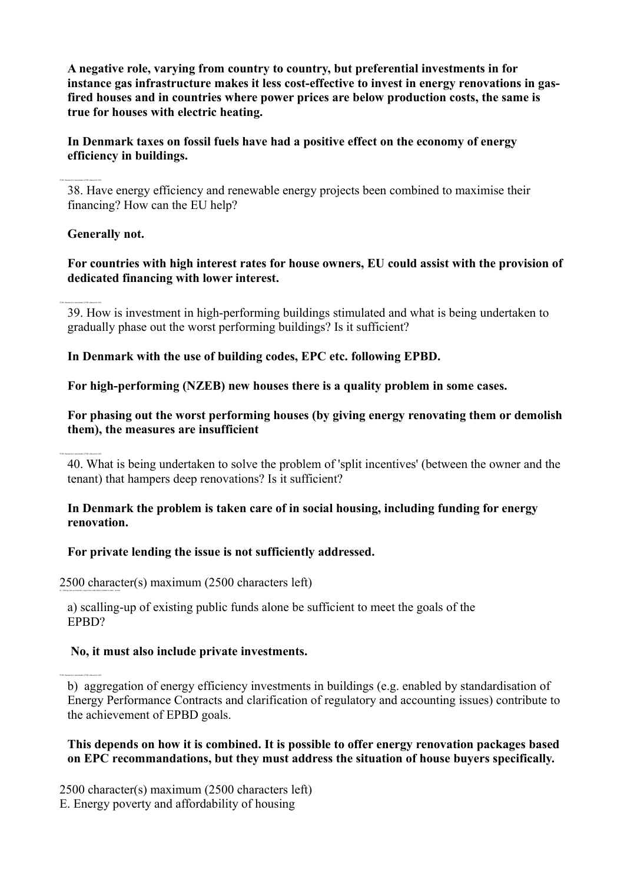**A negative role, varying from country to country, but preferential investments in for instance gas infrastructure makes it less cost-effective to invest in energy renovations in gas-fired houses and in countries where power prices are below production costs, the same is true for houses with electric heating.**

**In Denmark taxes on fossil fuels have had a positive effect on the economy of energy efficiency in buildings.**

38. Have energy efficiency and renewable energy projects been combined to maximise their financing? How can the EU help?

**Generally not.**

**For countries with high interest rates for house owners, EU could assist with the provision of dedicated financing with lower interest.**

39. How is investment in high-performing buildings stimulated and what is being undertaken to gradually phase out the worst performing buildings? Is it sufficient?

**In Denmark with the use of building codes, EPC etc. following EPBD.**

**For high-performing (NZEB) new houses there is a quality problem in some cases.**

**For phasing out the worst performing houses (by giving energy renovating them or demolish them), the measures are insufficient**

40. What is being undertaken to solve the problem of 'split incentives' (between the owner and the tenant) that hampers deep renovations? Is it sufficient?

**In Denmark the problem is taken care of in social housing, including funding for energy renovation.**

**For private lending the issue is not sufficiently addressed.**

2500 character(s) maximum (2500 characters left)

a) scalling-up of existing public funds alone be sufficient to meet the goals of the EPBD?

**No, it must also include private investments.**

b) aggregation of energy efficiency investments in buildings (e.g. enabled by standardisation of Energy Performance Contracts and clarification of regulatory and accounting issues) contribute to the achievement of EPBD goals.

**This depends on how it is combined. It is possible to offer energy renovation packages based on EPC recommandations, but they must address the situation of house buyers specifically.**

2500 character(s) maximum (2500 characters left)

E. Energy poverty and affordability of housing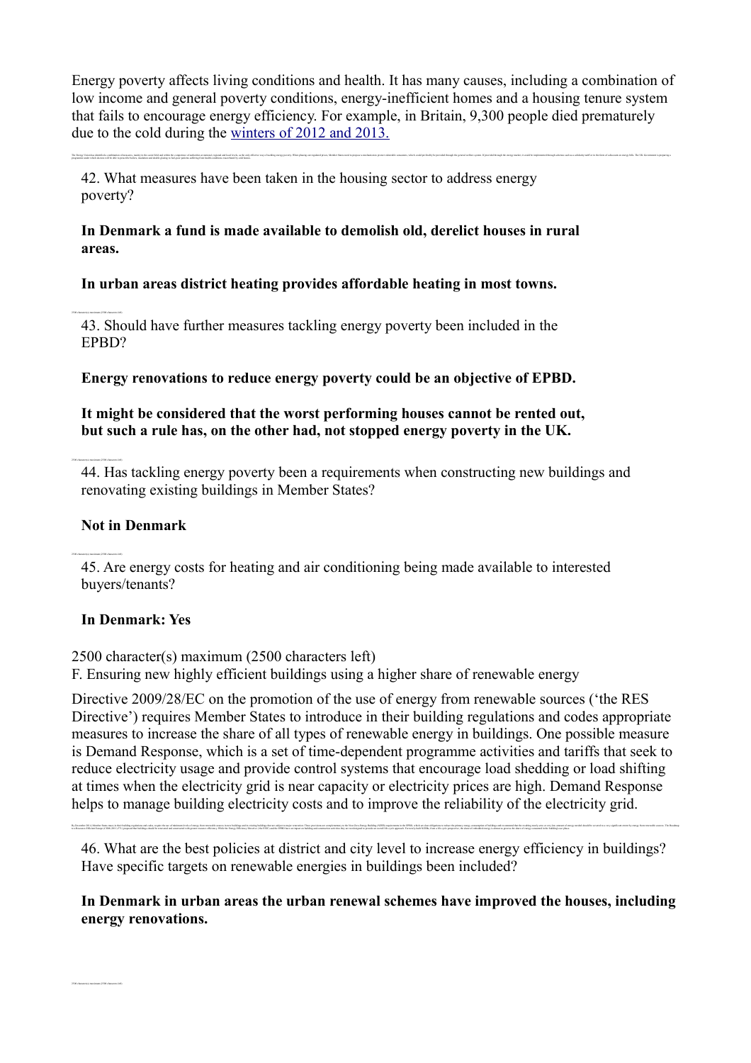Energy poverty affects living conditions and health. It has many causes, including a combination of low income and general poverty conditions, energy-inefficient homes and a housing tenure system that fails to encourage energy efficiency. For example, in Britain, 9,300 people died prematurely due to the cold during the winters of 2012 and 2013.

42. What measures have been taken in the housing sector to address energy poverty?

**In Denmark a fund is made available to demolish old, derelict houses in rural areas.**

**In urban areas district heating provides affordable heating in most towns.**

43. Should have further measures tackling energy poverty been included in the EPBD?

**Energy renovations to reduce energy poverty could be an objective of EPBD.**

**It might be considered that the worst performing houses cannot be rented out, but such a rule has, on the other had, not stopped energy poverty in the UK.**

44. Has tackling energy poverty been a requirements when constructing new buildings and renovating existing buildings in Member States?

**Not in Denmark**

45. Are energy costs for heating and air conditioning being made available to interested buyers/tenants?

**In Denmark: Yes**

2500 character(s) maximum (2500 characters left)

F. Ensuring new highly efficient buildings using a higher share of renewable energy

Directive 2009/28/EC on the promotion of the use of energy from renewable sources ('the RES Directive') requires Member States to introduce in their building regulations and codes appropriate measures to increase the share of all types of renewable energy in buildings. One possible measure is Demand Response, which is a set of time-dependent programme activities and tariffs that seek to reduce electricity usage and provide control systems that encourage load shedding or load shifting at times when the electricity grid is near capacity or electricity prices are high. Demand Response helps to manage building electricity costs and to improve the reliability of the electricity grid.

46. What are the best policies at district and city level to increase energy efficiency in buildings? Have specific targets on renewable energies in buildings been included?

**In Denmark in urban areas the urban renewal schemes have improved the houses, including energy renovations.**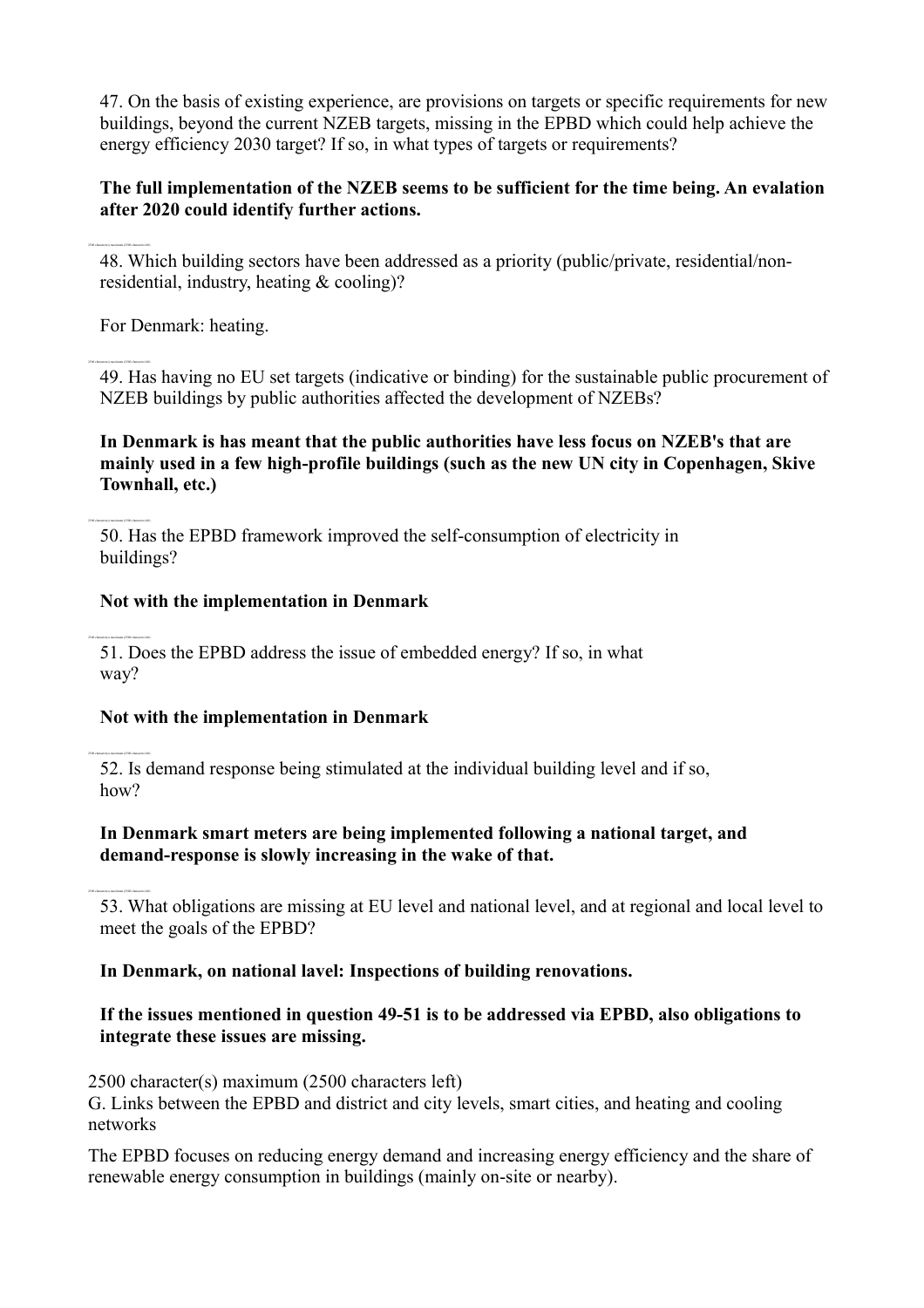47. On the basis of existing experience, are provisions on targets or specific requirements for new buildings, beyond the current NZEB targets, missing in the EPBD which could help achieve the energy efficiency 2030 target? If so, in what types of targets or requirements?

**The full implementation of the NZEB seems to be sufficient for the time being. An evalation after 2020 could identify further actions.**

48. Which building sectors have been addressed as a priority (public/private, residential/non-residential, industry, heating & cooling)?

For Denmark: heating.

49. Has having no EU set targets (indicative or binding) for the sustainable public procurement of NZEB buildings by public authorities affected the development of NZEBs?

**In Denmark is has meant that the public authorities have less focus on NZEB's that are mainly used in a few high-profile buildings (such as the new UN city in Copenhagen, Skive Townhall, etc.)**

50. Has the EPBD framework improved the self-consumption of electricity in buildings?

**Not with the implementation in Denmark**

51. Does the EPBD address the issue of embedded energy? If so, in what way?

**Not with the implementation in Denmark**

52. Is demand response being stimulated at the individual building level and if so, how?

**In Denmark smart meters are being implemented following a national target, and demand-response is slowly increasing in the wake of that.**

53. What obligations are missing at EU level and national level, and at regional and local level to meet the goals of the EPBD?

**In Denmark, on national lavel: Inspections of building renovations.**

**If the issues mentioned in question 49-51 is to be addressed via EPBD, also obligations to integrate these issues are missing.**

2500 character(s) maximum (2500 characters left)

G. Links between the EPBD and district and city levels, smart cities, and heating and cooling networks

The EPBD focuses on reducing energy demand and increasing energy efficiency and the share of renewable energy consumption in buildings (mainly on-site or nearby).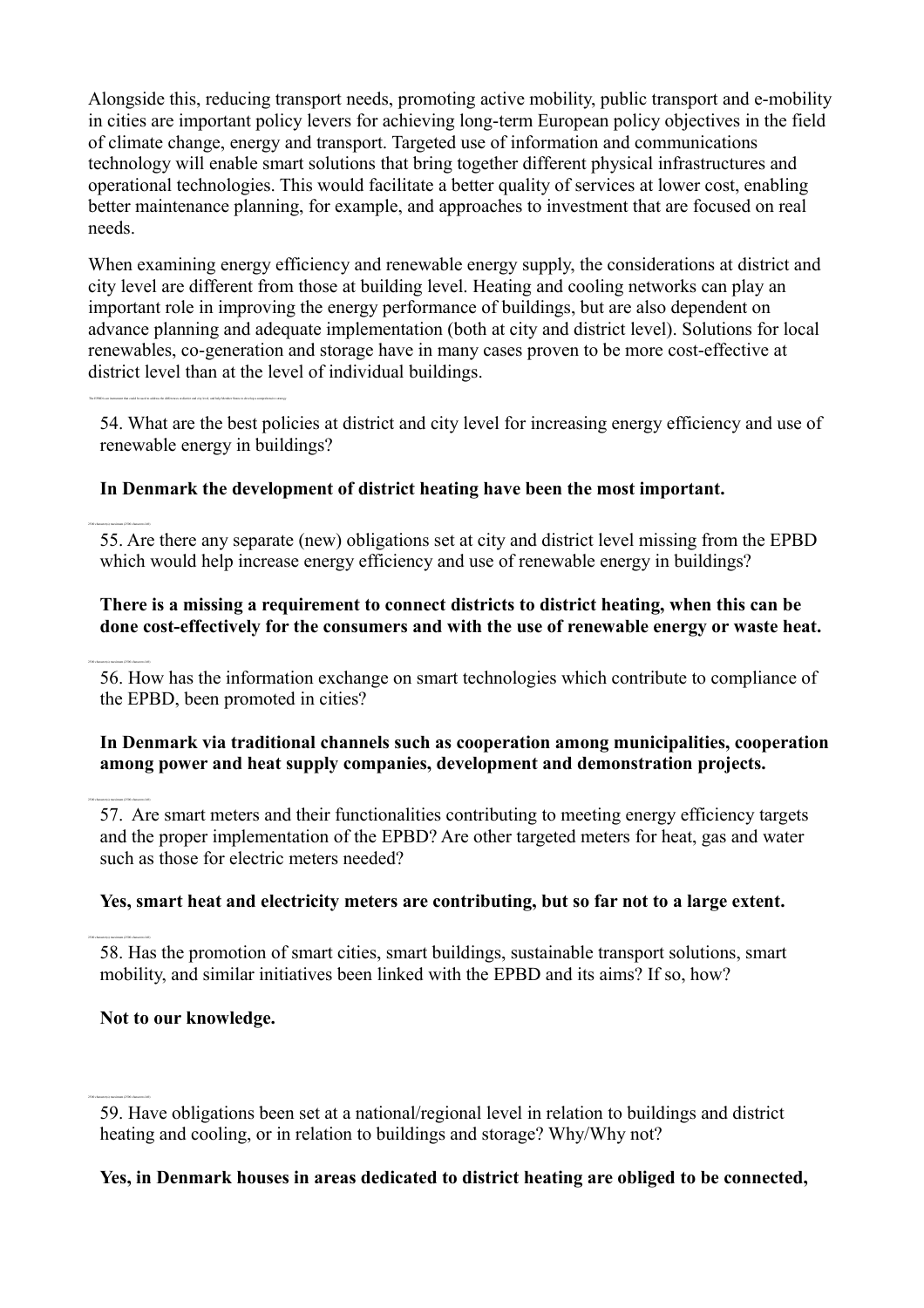Alongside this, reducing transport needs, promoting active mobility, public transport and e-mobility in cities are important policy levers for achieving long-term European policy objectives in the field of climate change, energy and transport. Targeted use of information and communications technology will enable smart solutions that bring together different physical infrastructures and operational technologies. This would facilitate a better quality of services at lower cost, enabling better maintenance planning, for example, and approaches to investment that are focused on real needs.

When examining energy efficiency and renewable energy supply, the considerations at district and city level are different from those at building level. Heating and cooling networks can play an important role in improving the energy performance of buildings, but are also dependent on advance planning and adequate implementation (both at city and district level). Solutions for local renewables, co-generation and storage have in many cases proven to be more cost-effective at district level than at the level of individual buildings.

54. What are the best policies at district and city level for increasing energy efficiency and use of renewable energy in buildings?

**In Denmark the development of district heating have been the most important.**

55. Are there any separate (new) obligations set at city and district level missing from the EPBD which would help increase energy efficiency and use of renewable energy in buildings?

**There is a missing a requirement to connect districts to district heating, when this can be done cost-effectively for the consumers and with the use of renewable energy or waste heat.**

56. How has the information exchange on smart technologies which contribute to compliance of the EPBD, been promoted in cities?

**In Denmark via traditional channels such as cooperation among municipalities, cooperation among power and heat supply companies, development and demonstration projects.**

57. Are smart meters and their functionalities contributing to meeting energy efficiency targets and the proper implementation of the EPBD? Are other targeted meters for heat, gas and water such as those for electric meters needed?

**Yes, smart heat and electricity meters are contributing, but so far not to a large extent.**

58. Has the promotion of smart cities, smart buildings, sustainable transport solutions, smart mobility, and similar initiatives been linked with the EPBD and its aims? If so, how?

**Not to our knowledge.**

59. Have obligations been set at a national/regional level in relation to buildings and district heating and cooling, or in relation to buildings and storage? Why/Why not?

**Yes, in Denmark houses in areas dedicated to district heating are obliged to be connected,**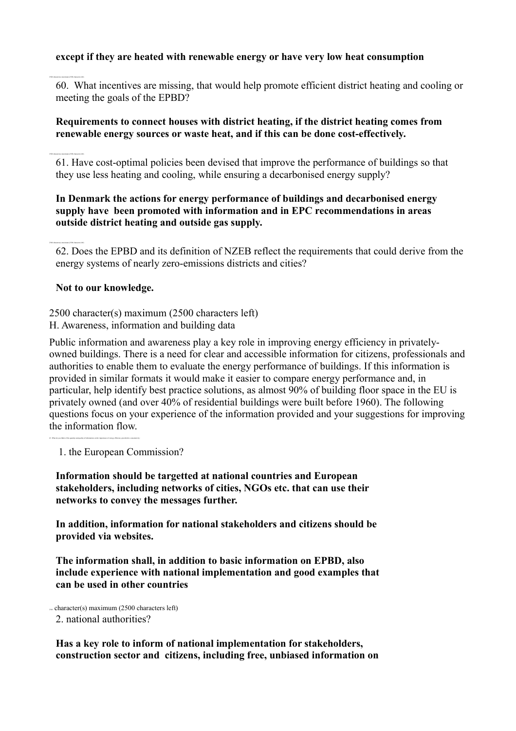**except if they are heated with renewable energy or have very low heat consumption**

2500 character(s) maximum (2500 characters left)

60. What incentives are missing, that would help promote efficient district heating and cooling or meeting the goals of the EPBD?

**Requirements to connect houses with district heating, if the district heating comes from renewable energy sources or waste heat, and if this can be done cost-effectively.**

2500 character(s) maximum (2500 characters left)

61. Have cost-optimal policies been devised that improve the performance of buildings so that they use less heating and cooling, while ensuring a decarbonised energy supply?

**In Denmark the actions for energy performance of buildings and decarbonised energy supply have been promoted with information and in EPC recommendations in areas outside district heating and outside gas supply.**

2500 character(s) maximum (2500 characters left)

62. Does the EPBD and its definition of NZEB reflect the requirements that could derive from the energy systems of nearly zero-emissions districts and cities?

**Not to our knowledge.**

2500 character(s) maximum (2500 characters left)

H. Awareness, information and building data

Public information and awareness play a key role in improving energy efficiency in privately-owned buildings. There is a need for clear and accessible information for citizens, professionals and authorities to enable them to evaluate the energy performance of buildings. If this information is provided in similar formats it would make it easier to compare energy performance and, in particular, help identify best practice solutions, as almost 90% of building floor space in the EU is privately owned (and over 40% of residential buildings were built before 1960). The following questions focus on your experience of the information provided and your suggestions for improving the information flow.

63. What do you think of the quantity and quality of information on the importance of energy efficiency provided to consumers by:

1. the European Commission?

**Information should be targetted at national countries and European stakeholders, including networks of cities, NGOs etc. that can use their networks to convey the messages further.**

**In addition, information for national stakeholders and citizens should be provided via websites.**

**The information shall, in addition to basic information on EPBD, also include experience with national implementation and good examples that can be used in other countries**

2500 character(s) maximum (2500 characters left)

2. national authorities?

**Has a key role to inform of national implementation for stakeholders, construction sector and citizens, including free, unbiased information on**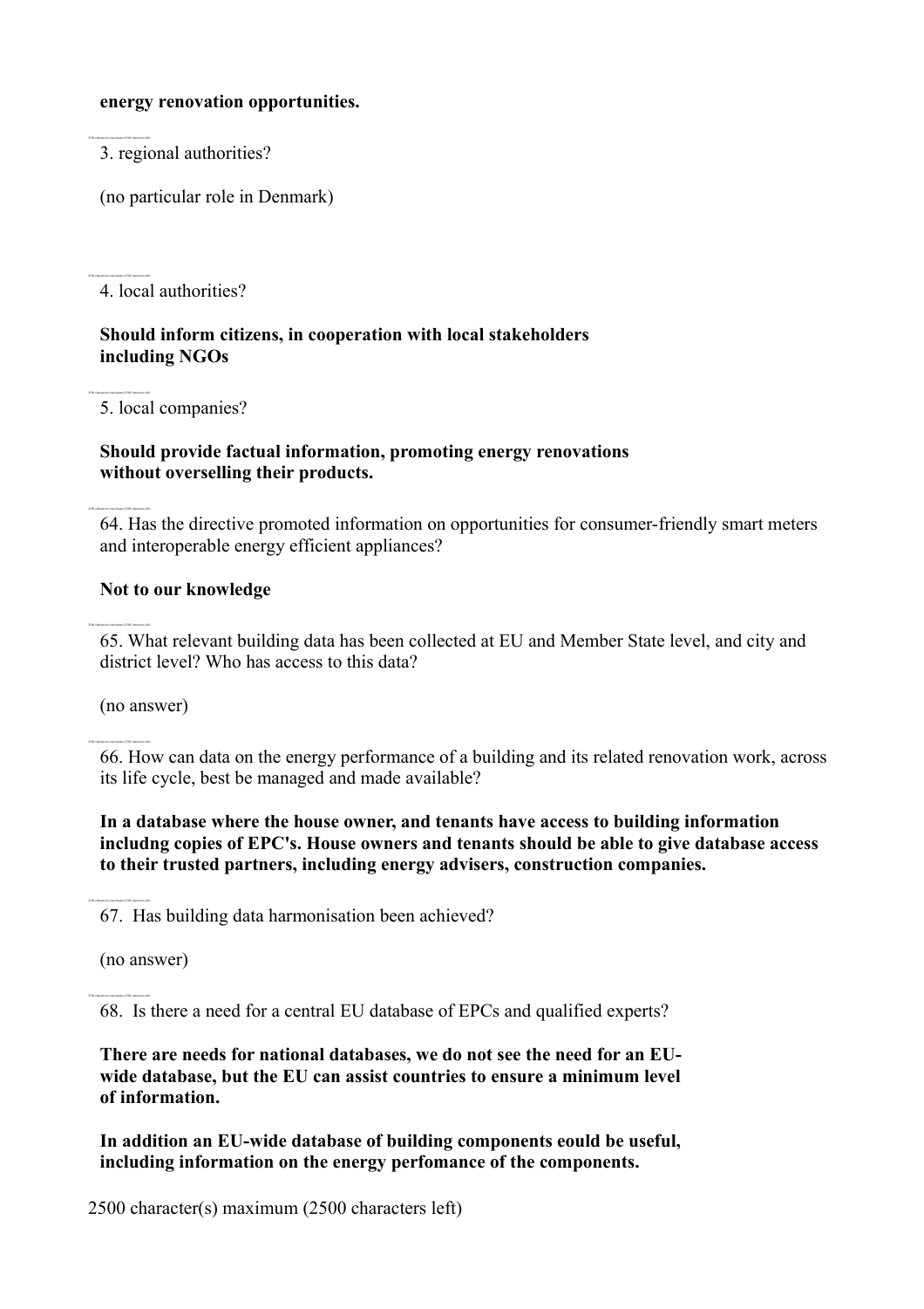**energy renovation opportunities.**

3. regional authorities?

(no particular role in Denmark)

4. local authorities?

**Should inform citizens, in cooperation with local stakeholders including NGOs**

5. local companies?

**Should provide factual information, promoting energy renovations without overselling their products.**

64. Has the directive promoted information on opportunities for consumer-friendly smart meters and interoperable energy efficient appliances?

**Not to our knowledge**

65. What relevant building data has been collected at EU and Member State level, and city and district level? Who has access to this data?

(no answer)

66. How can data on the energy performance of a building and its related renovation work, across its life cycle, best be managed and made available?

**In a database where the house owner, and tenants have access to building information includng copies of EPC's. House owners and tenants should be able to give database access to their trusted partners, including energy advisers, construction companies.**

67. Has building data harmonisation been achieved?

(no answer)

68. Is there a need for a central EU database of EPCs and qualified experts?

**There are needs for national databases, we do not see the need for an EU-wide database, but the EU can assist countries to ensure a minimum level of information.**

**In addition an EU-wide database of building components eould be useful, including information on the energy perfomance of the components.**

2500 character(s) maximum (2500 characters left)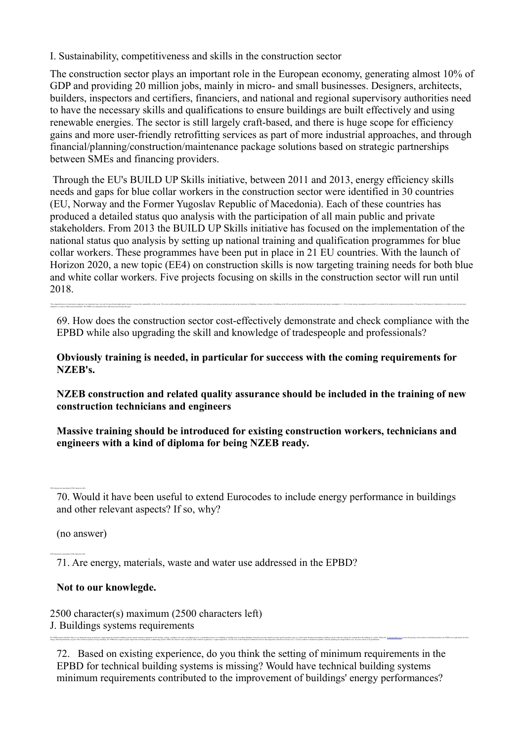I. Sustainability, competitiveness and skills in the construction sector

The construction sector plays an important role in the European economy, generating almost 10% of GDP and providing 20 million jobs, mainly in micro- and small businesses. Designers, architects, builders, inspectors and certifiers, financiers, and national and regional supervisory authorities need to have the necessary skills and qualifications to ensure buildings are built effectively and using renewable energies. The sector is still largely craft-based, and there is huge scope for efficiency gains and more user-friendly retrofitting services as part of more industrial approaches, and through financial/planning/construction/maintenance package solutions based on strategic partnerships between SMEs and financing providers.

Through the EU's BUILD UP Skills initiative, between 2011 and 2013, energy efficiency skills needs and gaps for blue collar workers in the construction sector were identified in 30 countries (EU, Norway and the Former Yugoslav Republic of Macedonia). Each of these countries has produced a detailed status quo analysis with the participation of all main public and private stakeholders. From 2013 the BUILD UP Skills initiative has focused on the implementation of the national status quo analysis by setting up national training and qualification programmes for blue collar workers. These programmes have been put in place in 21 EU countries. With the launch of Horizon 2020, a new topic (EE4) on construction skills is now targeting training needs for both blue and white collar workers. Five projects focusing on skills in the construction sector will run until 2018.

69. How does the construction sector cost-effectively demonstrate and check compliance with the EPBD while also upgrading the skill and knowledge of tradespeople and professionals?

**Obviously training is needed, in particular for succcess with the coming requirements for NZEB's.**

**NZEB construction and related quality assurance should be included in the training of new construction technicians and engineers**

**Massive training should be introduced for existing construction workers, technicians and engineers with a kind of diploma for being NZEB ready.**

70. Would it have been useful to extend Eurocodes to include energy performance in buildings and other relevant aspects? If so, why?

(no answer)

71. Are energy, materials, waste and water use addressed in the EPBD?

**Not to our knowlegde.**

2500 character(s) maximum (2500 characters left)

J. Buildings systems requirements

72. Based on existing experience, do you think the setting of minimum requirements in the EPBD for technical building systems is missing? Would have technical building systems minimum requirements contributed to the improvement of buildings' energy performances?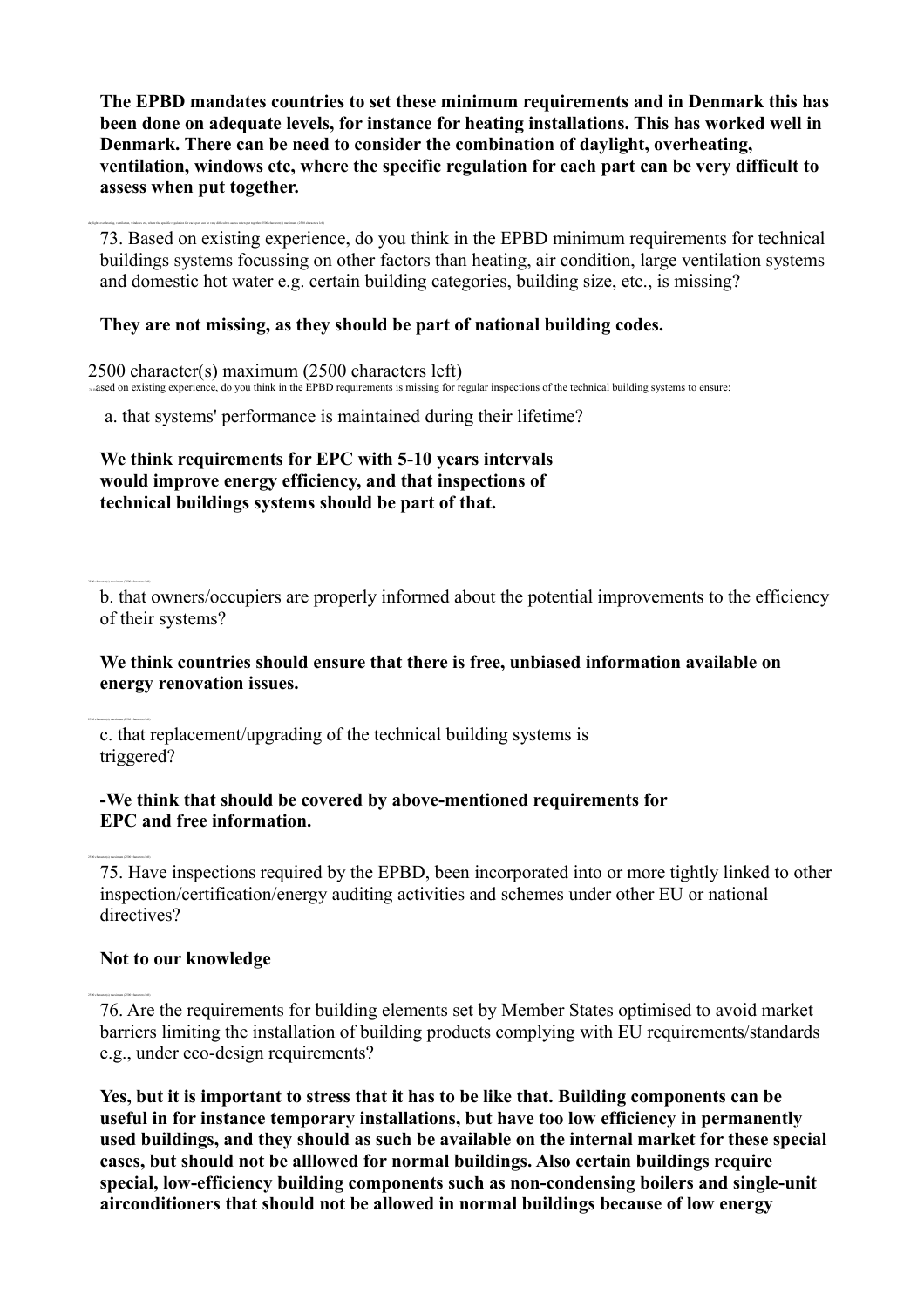**The EPBD mandates countries to set these minimum requirements and in Denmark this has been done on adequate levels, for instance for heating installations. This has worked well in Denmark. There can be need to consider the combination of daylight, overheating, ventilation, windows etc, where the specific regulation for each part can be very difficult to assess when put together.**

73. Based on existing experience, do you think in the EPBD minimum requirements for technical buildings systems focussing on other factors than heating, air condition, large ventilation systems and domestic hot water e.g. certain building categories, building size, etc., is missing?

**They are not missing, as they should be part of national building codes.**

2500 character(s) maximum (2500 characters left)

Based on existing experience, do you think in the EPBD requirements is missing for regular inspections of the technical building systems to ensure:

a. that systems' performance is maintained during their lifetime?

**We think requirements for EPC with 5-10 years intervals would improve energy efficiency, and that inspections of technical buildings systems should be part of that.**

b. that owners/occupiers are properly informed about the potential improvements to the efficiency of their systems?

**We think countries should ensure that there is free, unbiased information available on energy renovation issues.**

c. that replacement/upgrading of the technical building systems is triggered?

**-We think that should be covered by above-mentioned requirements for EPC and free information.**

75. Have inspections required by the EPBD, been incorporated into or more tightly linked to other inspection/certification/energy auditing activities and schemes under other EU or national directives?

**Not to our knowledge**

76. Are the requirements for building elements set by Member States optimised to avoid market barriers limiting the installation of building products complying with EU requirements/standards e.g., under eco-design requirements?

**Yes, but it is important to stress that it has to be like that. Building components can be useful in for instance temporary installations, but have too low efficiency in permanently used buildings, and they should as such be available on the internal market for these special cases, but should not be alllowed for normal buildings. Also certain buildings require special, low-efficiency building components such as non-condensing boilers and single-unit airconditioners that should not be allowed in normal buildings because of low energy**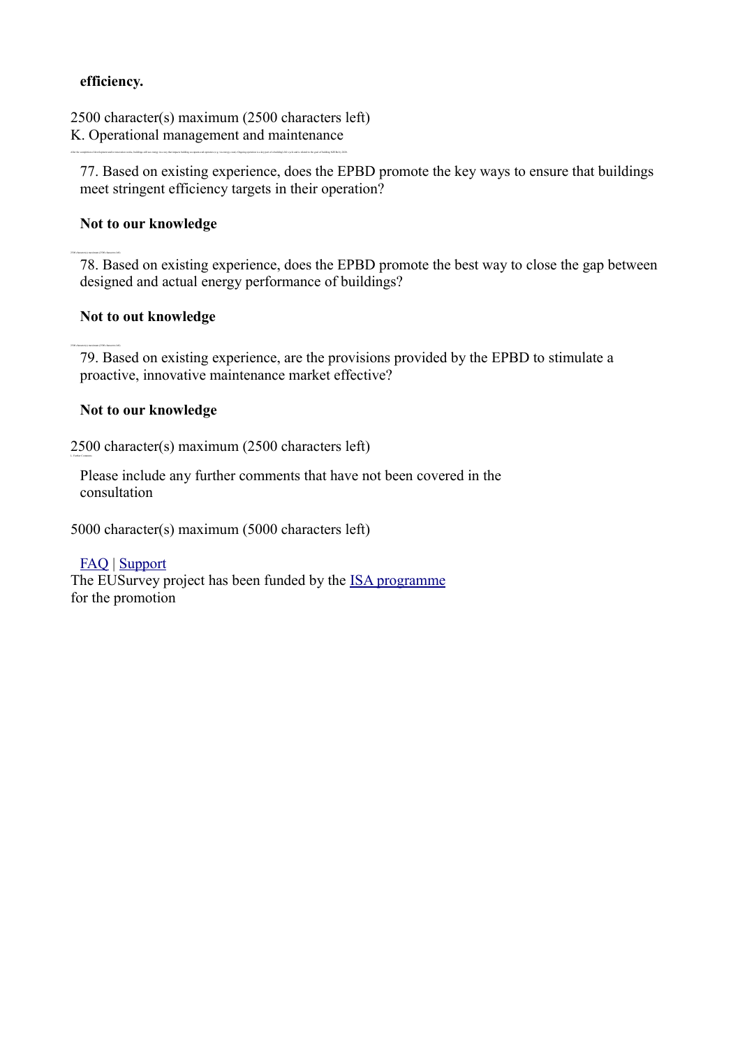**efficiency.**

2500 character(s) maximum (2500 characters left)

K. Operational management and maintenance

After the completion of development and/or renovation works, buildings still use energy in a way that impacts building occupants and operators (e.g. via energy costs). Ongoing operation is a key part of a building's life cycle and is related to the goal of building NZEBs by 2050.

77. Based on existing experience, does the EPBD promote the key ways to ensure that buildings meet stringent efficiency targets in their operation?

**Not to our knowledge**

2500 character(s) maximum (2500 characters left)

78. Based on existing experience, does the EPBD promote the best way to close the gap between designed and actual energy performance of buildings?

**Not to out knowledge**

2500 character(s) maximum (2500 characters left)

79. Based on existing experience, are the provisions provided by the EPBD to stimulate a proactive, innovative maintenance market effective?

**Not to our knowledge**

2500 character(s) maximum (2500 characters left)

L. Further Comments

Please include any further comments that have not been covered in the consultation

5000 character(s) maximum (5000 characters left)

FAQ | Support

The EUSurvey project has been funded by the ISA programme for the promotion